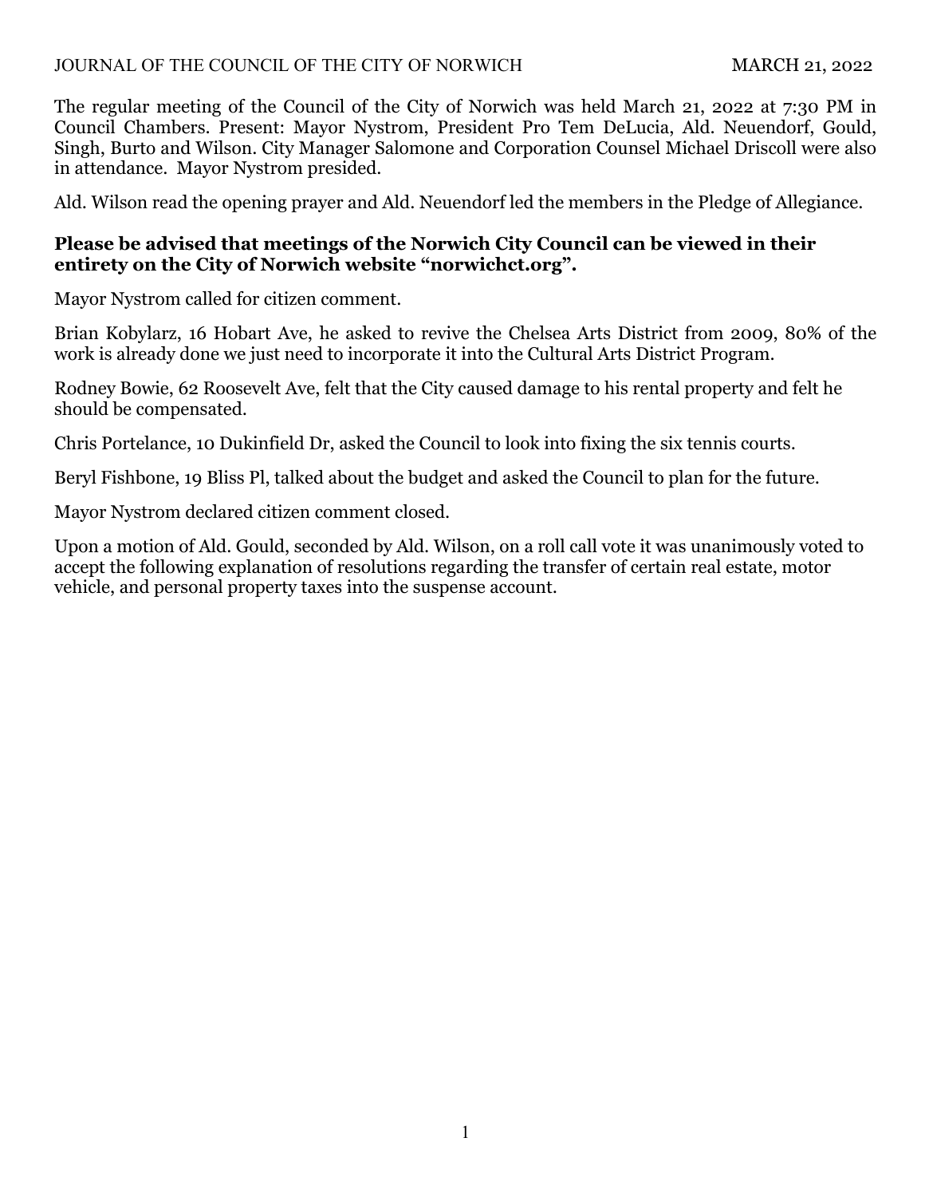JOURNAL OF THE COUNCIL OF THE CITY OF NORWICH MARCH 21, 2022

The regular meeting of the Council of the City of Norwich was held March 21, 2022 at 7:30 PM in Council Chambers. Present: Mayor Nystrom, President Pro Tem DeLucia, Ald. Neuendorf, Gould, Singh, Burto and Wilson. City Manager Salomone and Corporation Counsel Michael Driscoll were also in attendance. Mayor Nystrom presided.

Ald. Wilson read the opening prayer and Ald. Neuendorf led the members in the Pledge of Allegiance.

**Please be advised that meetings of the Norwich City Council can be viewed in their entirety on the City of Norwich website "norwichct.org".**

Mayor Nystrom called for citizen comment.

Brian Kobylarz, 16 Hobart Ave, he asked to revive the Chelsea Arts District from 2009, 80% of the work is already done we just need to incorporate it into the Cultural Arts District Program.

Rodney Bowie, 62 Roosevelt Ave, felt that the City caused damage to his rental property and felt he should be compensated.

Chris Portelance, 10 Dukinfield Dr, asked the Council to look into fixing the six tennis courts.

Beryl Fishbone, 19 Bliss Pl, talked about the budget and asked the Council to plan for the future.

Mayor Nystrom declared citizen comment closed.

Upon a motion of Ald. Gould, seconded by Ald. Wilson, on a roll call vote it was unanimously voted to accept the following explanation of resolutions regarding the transfer of certain real estate, motor vehicle, and personal property taxes into the suspense account.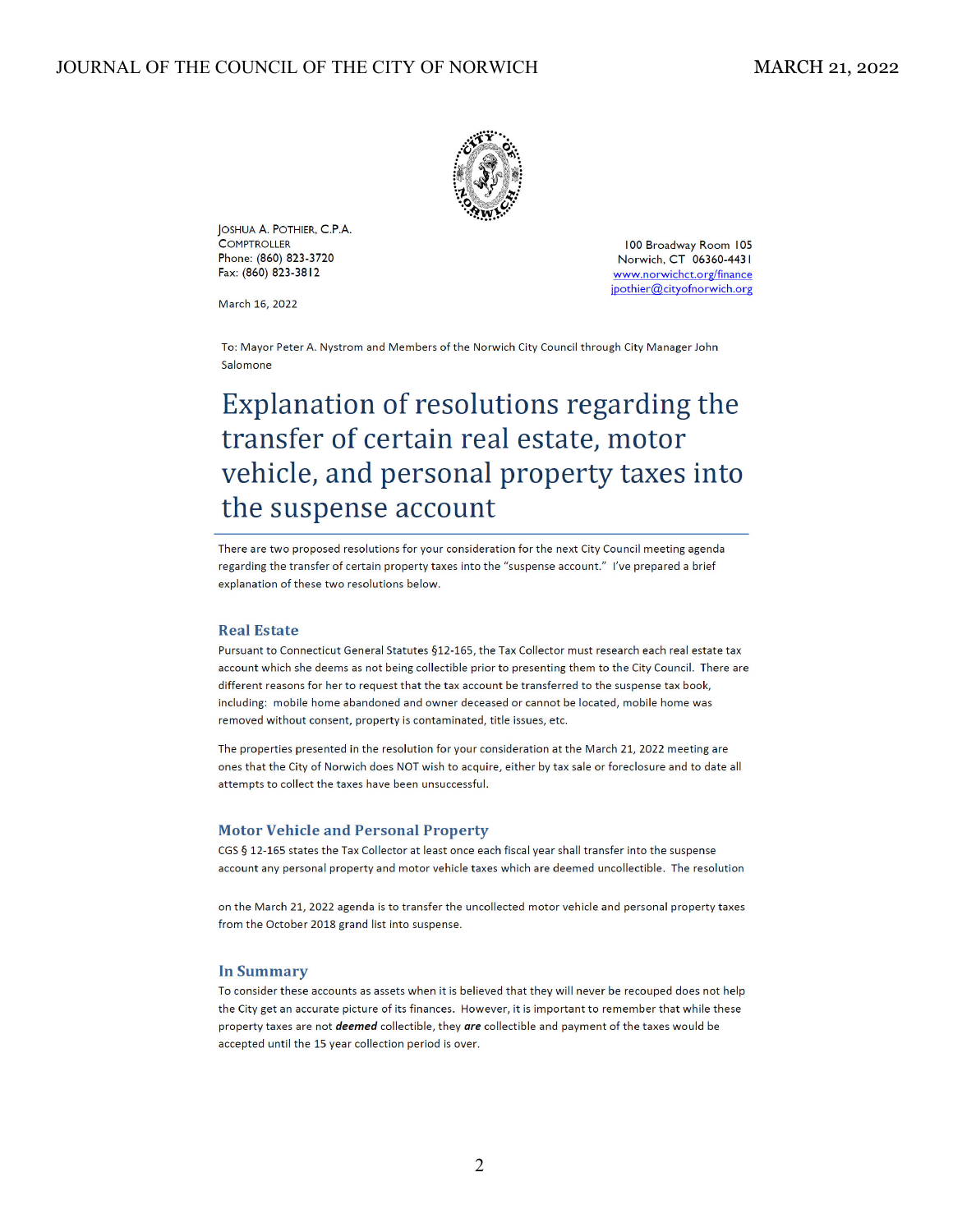JOSHUA A. POTHIER, C.P.A.
COMPTROLLER
Phone: (860) 823-3720
Fax: (860) 823-3812

100 Broadway Room 105
Norwich, CT 06360-4431
www.norwichct.org/finance
jpothier@cityofnorwich.org

March 16, 2022

To: Mayor Peter A. Nystrom and Members of the Norwich City Council through City Manager John Salomone

# Explanation of resolutions regarding the transfer of certain real estate, motor vehicle, and personal property taxes into the suspense account

There are two proposed resolutions for your consideration for the next City Council meeting agenda regarding the transfer of certain property taxes into the "suspense account." I've prepared a brief explanation of these two resolutions below.

## Real Estate

Pursuant to Connecticut General Statutes §12-165, the Tax Collector must research each real estate tax account which she deems as not being collectible prior to presenting them to the City Council. There are different reasons for her to request that the tax account be transferred to the suspense tax book, including: mobile home abandoned and owner deceased or cannot be located, mobile home was removed without consent, property is contaminated, title issues, etc.

The properties presented in the resolution for your consideration at the March 21, 2022 meeting are ones that the City of Norwich does NOT wish to acquire, either by tax sale or foreclosure and to date all attempts to collect the taxes have been unsuccessful.

## Motor Vehicle and Personal Property

CGS § 12-165 states the Tax Collector at least once each fiscal year shall transfer into the suspense account any personal property and motor vehicle taxes which are deemed uncollectible. The resolution on the March 21, 2022 agenda is to transfer the uncollected motor vehicle and personal property taxes from the October 2018 grand list into suspense.

## In Summary

To consider these accounts as assets when it is believed that they will never be recouped does not help the City get an accurate picture of its finances. However, it is important to remember that while these property taxes are not ***deemed*** collectible, they ***are*** collectible and payment of the taxes would be accepted until the 15 year collection period is over.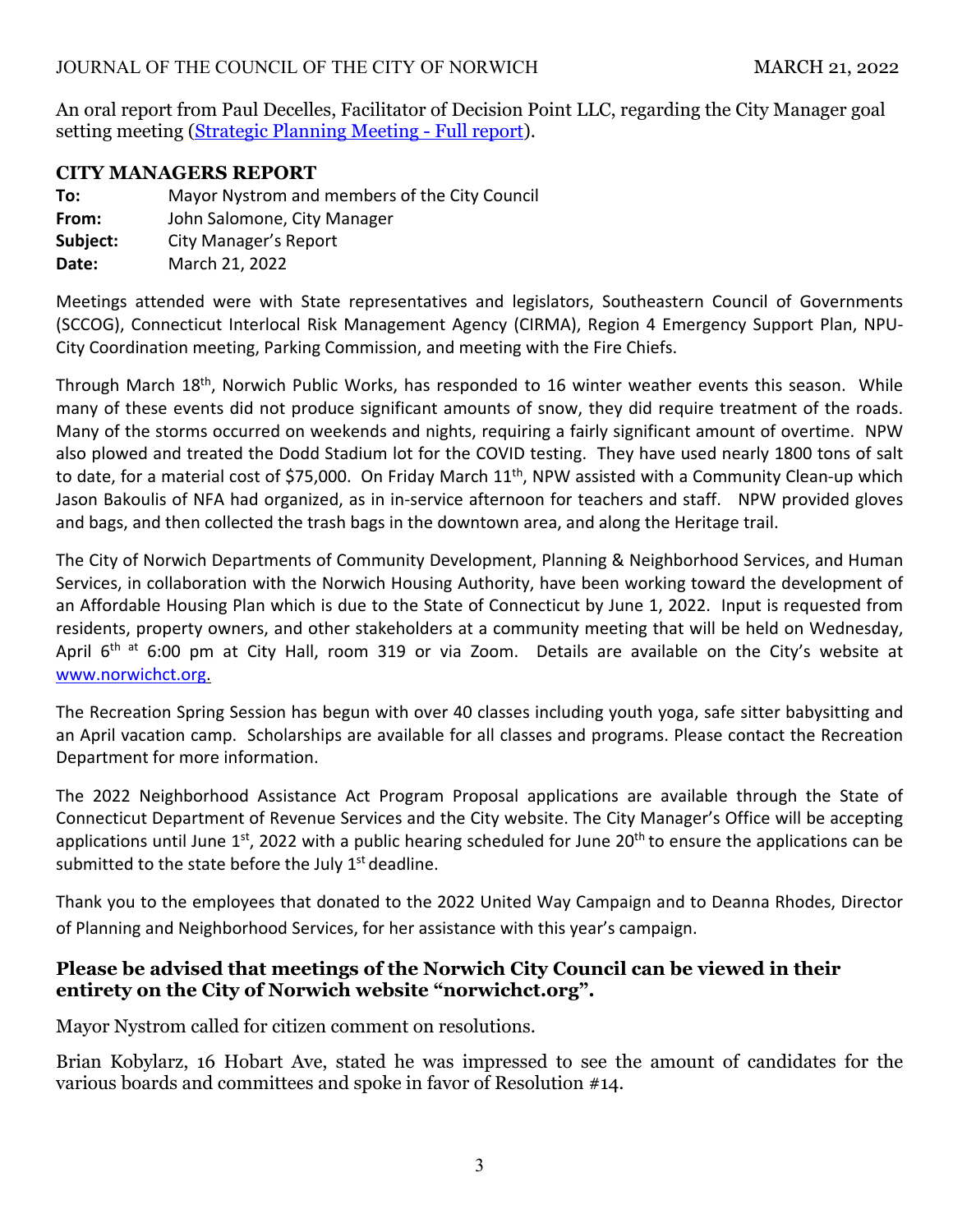An oral report from Paul Decelles, Facilitator of Decision Point LLC, regarding the City Manager goal setting meeting (Strategic Planning Meeting - Full report).

## CITY MANAGERS REPORT

**To:** Mayor Nystrom and members of the City Council
**From:** John Salomone, City Manager
**Subject:** City Manager's Report
**Date:** March 21, 2022

Meetings attended were with State representatives and legislators, Southeastern Council of Governments (SCCOG), Connecticut Interlocal Risk Management Agency (CIRMA), Region 4 Emergency Support Plan, NPU-City Coordination meeting, Parking Commission, and meeting with the Fire Chiefs.

Through March 18th, Norwich Public Works, has responded to 16 winter weather events this season. While many of these events did not produce significant amounts of snow, they did require treatment of the roads. Many of the storms occurred on weekends and nights, requiring a fairly significant amount of overtime. NPW also plowed and treated the Dodd Stadium lot for the COVID testing. They have used nearly 1800 tons of salt to date, for a material cost of $75,000. On Friday March 11th, NPW assisted with a Community Clean-up which Jason Bakoulis of NFA had organized, as in in-service afternoon for teachers and staff. NPW provided gloves and bags, and then collected the trash bags in the downtown area, and along the Heritage trail.

The City of Norwich Departments of Community Development, Planning & Neighborhood Services, and Human Services, in collaboration with the Norwich Housing Authority, have been working toward the development of an Affordable Housing Plan which is due to the State of Connecticut by June 1, 2022. Input is requested from residents, property owners, and other stakeholders at a community meeting that will be held on Wednesday, April 6th at 6:00 pm at City Hall, room 319 or via Zoom. Details are available on the City's website at www.norwichct.org.

The Recreation Spring Session has begun with over 40 classes including youth yoga, safe sitter babysitting and an April vacation camp. Scholarships are available for all classes and programs. Please contact the Recreation Department for more information.

The 2022 Neighborhood Assistance Act Program Proposal applications are available through the State of Connecticut Department of Revenue Services and the City website. The City Manager's Office will be accepting applications until June 1st, 2022 with a public hearing scheduled for June 20th to ensure the applications can be submitted to the state before the July 1st deadline.

Thank you to the employees that donated to the 2022 United Way Campaign and to Deanna Rhodes, Director of Planning and Neighborhood Services, for her assistance with this year's campaign.

**Please be advised that meetings of the Norwich City Council can be viewed in their entirety on the City of Norwich website "norwichct.org".**

Mayor Nystrom called for citizen comment on resolutions.

Brian Kobylarz, 16 Hobart Ave, stated he was impressed to see the amount of candidates for the various boards and committees and spoke in favor of Resolution #14.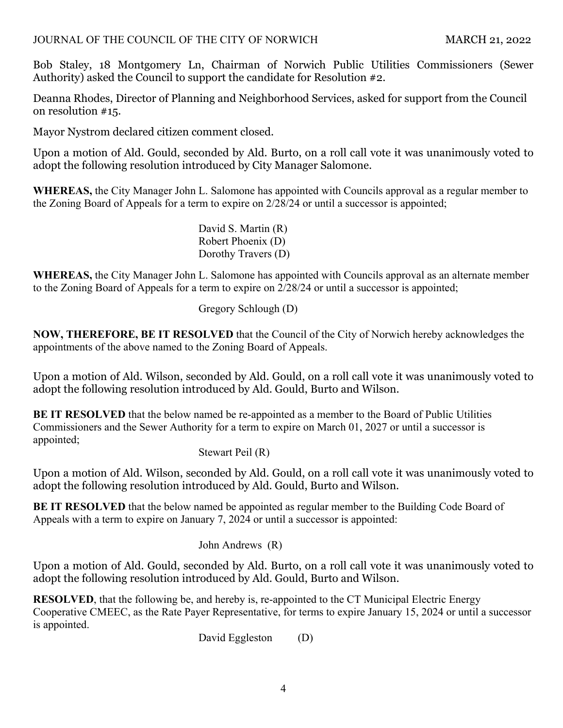Bob Staley, 18 Montgomery Ln, Chairman of Norwich Public Utilities Commissioners (Sewer Authority) asked the Council to support the candidate for Resolution #2.

Deanna Rhodes, Director of Planning and Neighborhood Services, asked for support from the Council on resolution #15.

Mayor Nystrom declared citizen comment closed.

Upon a motion of Ald. Gould, seconded by Ald. Burto, on a roll call vote it was unanimously voted to adopt the following resolution introduced by City Manager Salomone.

**WHEREAS,** the City Manager John L. Salomone has appointed with Councils approval as a regular member to the Zoning Board of Appeals for a term to expire on 2/28/24 or until a successor is appointed;

David S. Martin (R)
Robert Phoenix (D)
Dorothy Travers (D)

**WHEREAS,** the City Manager John L. Salomone has appointed with Councils approval as an alternate member to the Zoning Board of Appeals for a term to expire on 2/28/24 or until a successor is appointed;

Gregory Schlough (D)

**NOW, THEREFORE, BE IT RESOLVED** that the Council of the City of Norwich hereby acknowledges the appointments of the above named to the Zoning Board of Appeals.

Upon a motion of Ald. Wilson, seconded by Ald. Gould, on a roll call vote it was unanimously voted to adopt the following resolution introduced by Ald. Gould, Burto and Wilson.

**BE IT RESOLVED** that the below named be re-appointed as a member to the Board of Public Utilities Commissioners and the Sewer Authority for a term to expire on March 01, 2027 or until a successor is appointed;

Stewart Peil (R)

Upon a motion of Ald. Wilson, seconded by Ald. Gould, on a roll call vote it was unanimously voted to adopt the following resolution introduced by Ald. Gould, Burto and Wilson.

**BE IT RESOLVED** that the below named be appointed as regular member to the Building Code Board of Appeals with a term to expire on January 7, 2024 or until a successor is appointed:

John Andrews (R)

Upon a motion of Ald. Gould, seconded by Ald. Burto, on a roll call vote it was unanimously voted to adopt the following resolution introduced by Ald. Gould, Burto and Wilson.

**RESOLVED**, that the following be, and hereby is, re-appointed to the CT Municipal Electric Energy Cooperative CMEEC, as the Rate Payer Representative, for terms to expire January 15, 2024 or until a successor is appointed.

David Eggleston (D)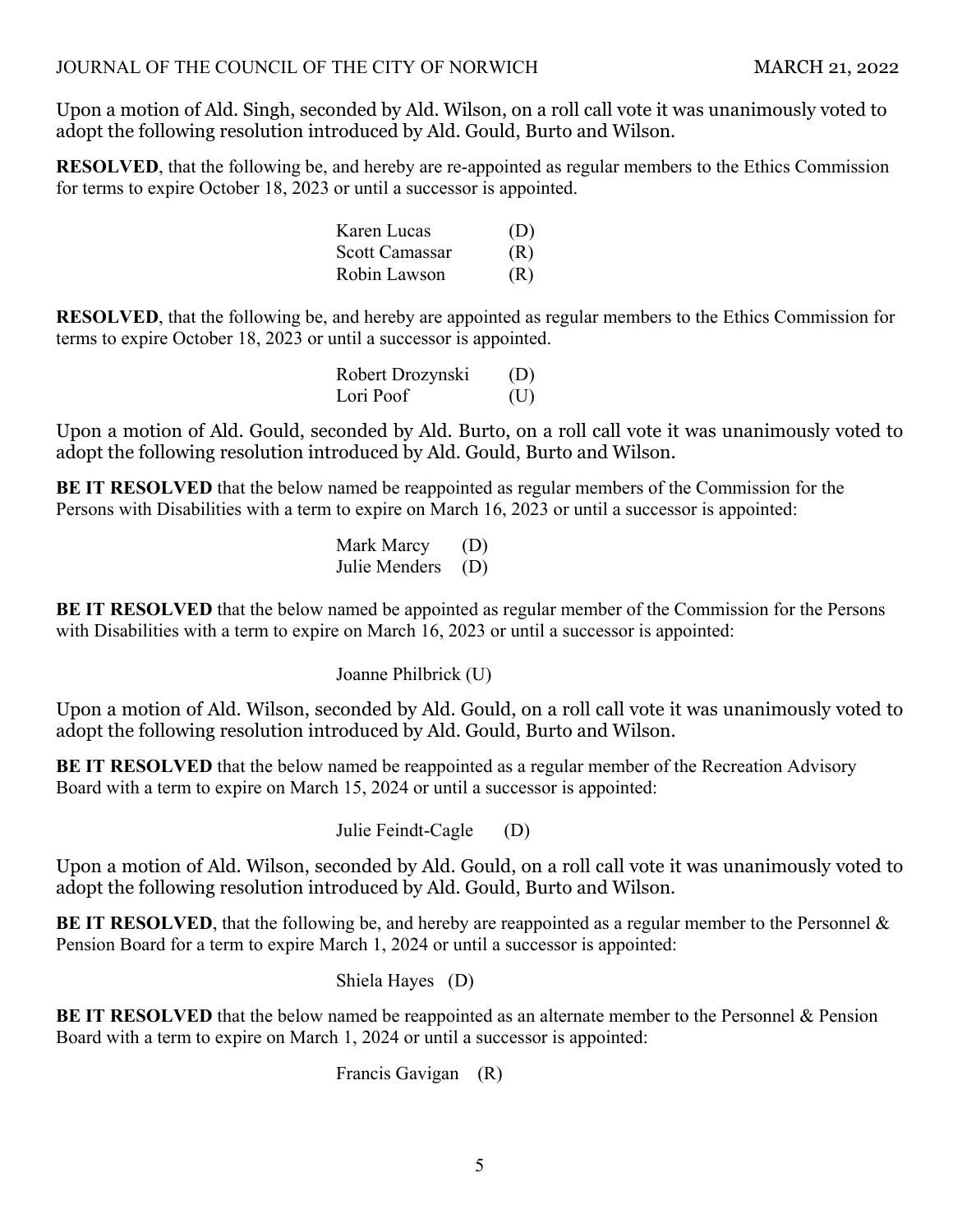Upon a motion of Ald. Singh, seconded by Ald. Wilson, on a roll call vote it was unanimously voted to adopt the following resolution introduced by Ald. Gould, Burto and Wilson.

**RESOLVED**, that the following be, and hereby are re-appointed as regular members to the Ethics Commission for terms to expire October 18, 2023 or until a successor is appointed.

Karen Lucas (D)
Scott Camassar (R)
Robin Lawson (R)

**RESOLVED**, that the following be, and hereby are appointed as regular members to the Ethics Commission for terms to expire October 18, 2023 or until a successor is appointed.

Robert Drozynski (D)
Lori Poof (U)

Upon a motion of Ald. Gould, seconded by Ald. Burto, on a roll call vote it was unanimously voted to adopt the following resolution introduced by Ald. Gould, Burto and Wilson.

**BE IT RESOLVED** that the below named be reappointed as regular members of the Commission for the Persons with Disabilities with a term to expire on March 16, 2023 or until a successor is appointed:

Mark Marcy (D)
Julie Menders (D)

**BE IT RESOLVED** that the below named be appointed as regular member of the Commission for the Persons with Disabilities with a term to expire on March 16, 2023 or until a successor is appointed:

Joanne Philbrick (U)

Upon a motion of Ald. Wilson, seconded by Ald. Gould, on a roll call vote it was unanimously voted to adopt the following resolution introduced by Ald. Gould, Burto and Wilson.

**BE IT RESOLVED** that the below named be reappointed as a regular member of the Recreation Advisory Board with a term to expire on March 15, 2024 or until a successor is appointed:

Julie Feindt-Cagle (D)

Upon a motion of Ald. Wilson, seconded by Ald. Gould, on a roll call vote it was unanimously voted to adopt the following resolution introduced by Ald. Gould, Burto and Wilson.

**BE IT RESOLVED**, that the following be, and hereby are reappointed as a regular member to the Personnel & Pension Board for a term to expire March 1, 2024 or until a successor is appointed:

Shiela Hayes (D)

**BE IT RESOLVED** that the below named be reappointed as an alternate member to the Personnel & Pension Board with a term to expire on March 1, 2024 or until a successor is appointed:

Francis Gavigan (R)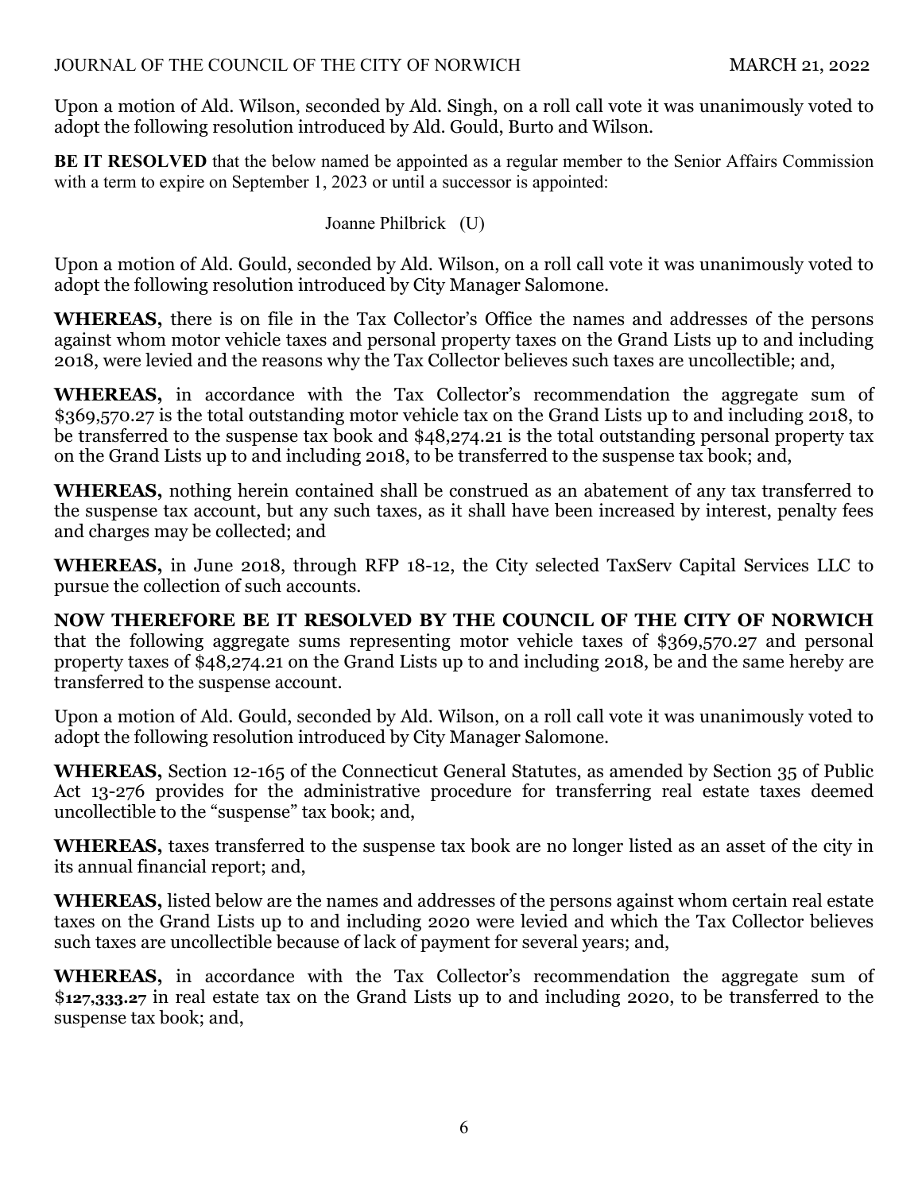Upon a motion of Ald. Wilson, seconded by Ald. Singh, on a roll call vote it was unanimously voted to adopt the following resolution introduced by Ald. Gould, Burto and Wilson.

**BE IT RESOLVED** that the below named be appointed as a regular member to the Senior Affairs Commission with a term to expire on September 1, 2023 or until a successor is appointed:

Joanne Philbrick (U)

Upon a motion of Ald. Gould, seconded by Ald. Wilson, on a roll call vote it was unanimously voted to adopt the following resolution introduced by City Manager Salomone.

**WHEREAS,** there is on file in the Tax Collector's Office the names and addresses of the persons against whom motor vehicle taxes and personal property taxes on the Grand Lists up to and including 2018, were levied and the reasons why the Tax Collector believes such taxes are uncollectible; and,

**WHEREAS,** in accordance with the Tax Collector's recommendation the aggregate sum of $369,570.27 is the total outstanding motor vehicle tax on the Grand Lists up to and including 2018, to be transferred to the suspense tax book and $48,274.21 is the total outstanding personal property tax on the Grand Lists up to and including 2018, to be transferred to the suspense tax book; and,

**WHEREAS,** nothing herein contained shall be construed as an abatement of any tax transferred to the suspense tax account, but any such taxes, as it shall have been increased by interest, penalty fees and charges may be collected; and

**WHEREAS,** in June 2018, through RFP 18-12, the City selected TaxServ Capital Services LLC to pursue the collection of such accounts.

**NOW THEREFORE BE IT RESOLVED BY THE COUNCIL OF THE CITY OF NORWICH** that the following aggregate sums representing motor vehicle taxes of $369,570.27 and personal property taxes of $48,274.21 on the Grand Lists up to and including 2018, be and the same hereby are transferred to the suspense account.

Upon a motion of Ald. Gould, seconded by Ald. Wilson, on a roll call vote it was unanimously voted to adopt the following resolution introduced by City Manager Salomone.

**WHEREAS,** Section 12-165 of the Connecticut General Statutes, as amended by Section 35 of Public Act 13-276 provides for the administrative procedure for transferring real estate taxes deemed uncollectible to the "suspense" tax book; and,

**WHEREAS,** taxes transferred to the suspense tax book are no longer listed as an asset of the city in its annual financial report; and,

**WHEREAS,** listed below are the names and addresses of the persons against whom certain real estate taxes on the Grand Lists up to and including 2020 were levied and which the Tax Collector believes such taxes are uncollectible because of lack of payment for several years; and,

**WHEREAS,** in accordance with the Tax Collector's recommendation the aggregate sum of **$127,333.27** in real estate tax on the Grand Lists up to and including 2020, to be transferred to the suspense tax book; and,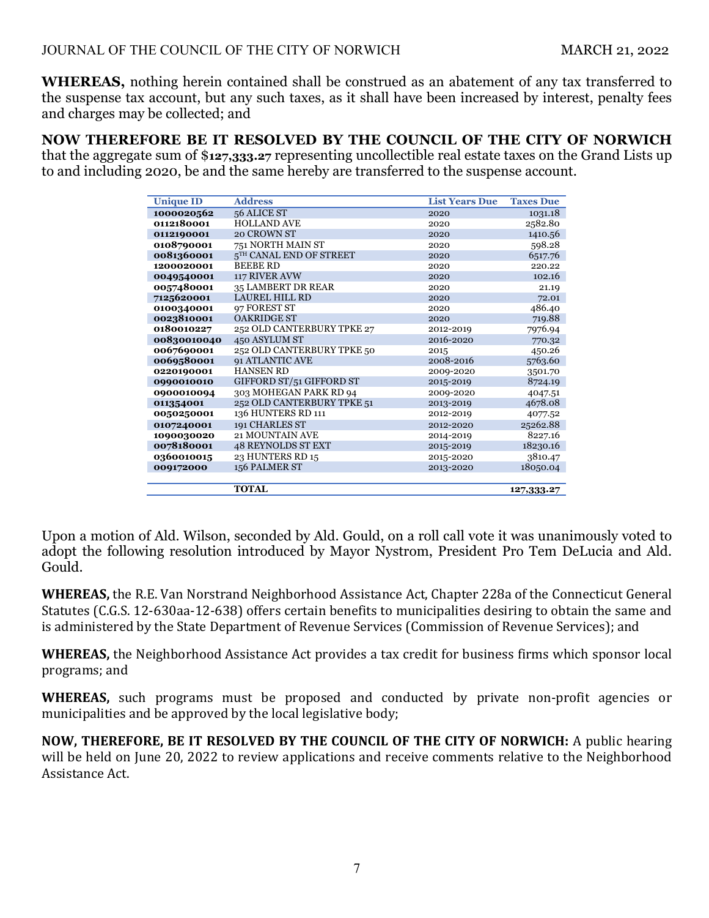**WHEREAS,** nothing herein contained shall be construed as an abatement of any tax transferred to the suspense tax account, but any such taxes, as it shall have been increased by interest, penalty fees and charges may be collected; and

**NOW THEREFORE BE IT RESOLVED BY THE COUNCIL OF THE CITY OF NORWICH** that the aggregate sum of $**127,333.27** representing uncollectible real estate taxes on the Grand Lists up to and including 2020, be and the same hereby are transferred to the suspense account.

| Unique ID | Address | List Years Due | Taxes Due |
|---|---|---|---|
| **1000020562** | 56 ALICE ST | 2020 | 1031.18 |
| **0112180001** | HOLLAND AVE | 2020 | 2582.80 |
| **0112190001** | 20 CROWN ST | 2020 | 1410.56 |
| **0108790001** | 751 NORTH MAIN ST | 2020 | 598.28 |
| **0081360001** | 5TH CANAL END OF STREET | 2020 | 6517.76 |
| **1200020001** | BEEBE RD | 2020 | 220.22 |
| **0049540001** | 117 RIVER AVW | 2020 | 102.16 |
| **0057480001** | 35 LAMBERT DR REAR | 2020 | 21.19 |
| **7125620001** | LAUREL HILL RD | 2020 | 72.01 |
| **0100340001** | 97 FOREST ST | 2020 | 486.40 |
| **0023810001** | OAKRIDGE ST | 2020 | 719.88 |
| **0180010227** | 252 OLD CANTERBURY TPKE 27 | 2012-2019 | 7976.94 |
| **00830010040** | 450 ASYLUM ST | 2016-2020 | 770.32 |
| **0067690001** | 252 OLD CANTERBURY TPKE 50 | 2015 | 450.26 |
| **0069580001** | 91 ATLANTIC AVE | 2008-2016 | 5763.60 |
| **0220190001** | HANSEN RD | 2009-2020 | 3501.70 |
| **0990010010** | GIFFORD ST/51 GIFFORD ST | 2015-2019 | 8724.19 |
| **0900010094** | 303 MOHEGAN PARK RD 94 | 2009-2020 | 4047.51 |
| **011354001** | 252 OLD CANTERBURY TPKE 51 | 2013-2019 | 4678.08 |
| **0050250001** | 136 HUNTERS RD 111 | 2012-2019 | 4077.52 |
| **0107240001** | 191 CHARLES ST | 2012-2020 | 25262.88 |
| **1090030020** | 21 MOUNTAIN AVE | 2014-2019 | 8227.16 |
| **0078180001** | 48 REYNOLDS ST EXT | 2015-2019 | 18230.16 |
| **0360010015** | 23 HUNTERS RD 15 | 2015-2020 | 3810.47 |
| **009172000** | 156 PALMER ST | 2013-2020 | 18050.04 |
| | **TOTAL** | | **127,333.27** |

Upon a motion of Ald. Wilson, seconded by Ald. Gould, on a roll call vote it was unanimously voted to adopt the following resolution introduced by Mayor Nystrom, President Pro Tem DeLucia and Ald. Gould.

**WHEREAS,** the R.E. Van Norstrand Neighborhood Assistance Act, Chapter 228a of the Connecticut General Statutes (C.G.S. 12-630aa-12-638) offers certain benefits to municipalities desiring to obtain the same and is administered by the State Department of Revenue Services (Commission of Revenue Services); and

**WHEREAS,** the Neighborhood Assistance Act provides a tax credit for business firms which sponsor local programs; and

**WHEREAS,** such programs must be proposed and conducted by private non-profit agencies or municipalities and be approved by the local legislative body;

**NOW, THEREFORE, BE IT RESOLVED BY THE COUNCIL OF THE CITY OF NORWICH:** A public hearing will be held on June 20, 2022 to review applications and receive comments relative to the Neighborhood Assistance Act.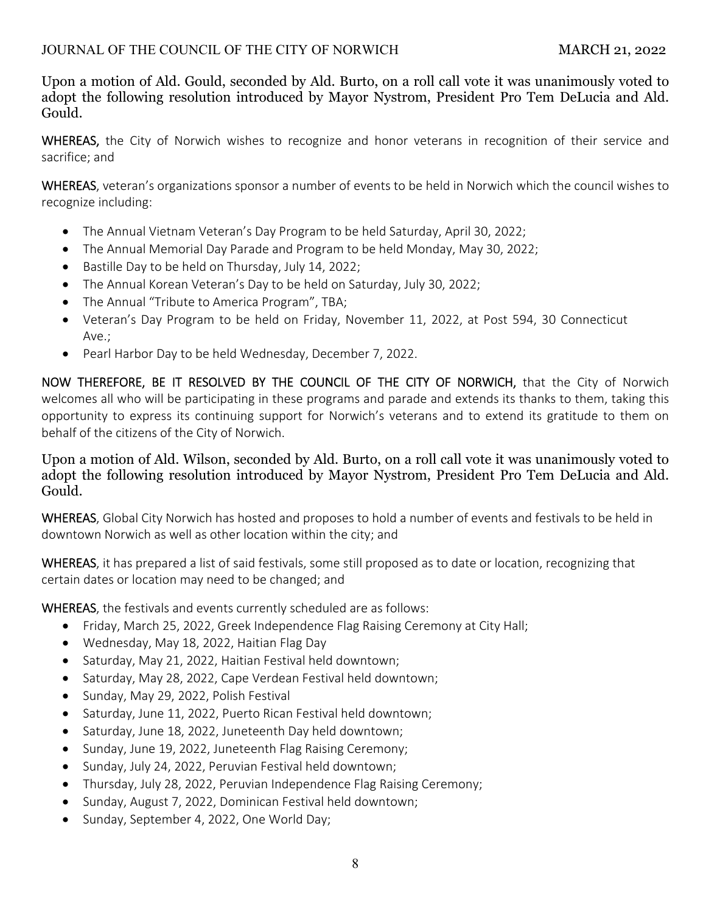Upon a motion of Ald. Gould, seconded by Ald. Burto, on a roll call vote it was unanimously voted to adopt the following resolution introduced by Mayor Nystrom, President Pro Tem DeLucia and Ald. Gould.

**WHEREAS,** the City of Norwich wishes to recognize and honor veterans in recognition of their service and sacrifice; and

**WHEREAS**, veteran's organizations sponsor a number of events to be held in Norwich which the council wishes to recognize including:

- The Annual Vietnam Veteran's Day Program to be held Saturday, April 30, 2022;
- The Annual Memorial Day Parade and Program to be held Monday, May 30, 2022;
- Bastille Day to be held on Thursday, July 14, 2022;
- The Annual Korean Veteran's Day to be held on Saturday, July 30, 2022;
- The Annual "Tribute to America Program", TBA;
- Veteran's Day Program to be held on Friday, November 11, 2022, at Post 594, 30 Connecticut Ave.;
- Pearl Harbor Day to be held Wednesday, December 7, 2022.

**NOW THEREFORE, BE IT RESOLVED BY THE COUNCIL OF THE CITY OF NORWICH,** that the City of Norwich welcomes all who will be participating in these programs and parade and extends its thanks to them, taking this opportunity to express its continuing support for Norwich's veterans and to extend its gratitude to them on behalf of the citizens of the City of Norwich.

Upon a motion of Ald. Wilson, seconded by Ald. Burto, on a roll call vote it was unanimously voted to adopt the following resolution introduced by Mayor Nystrom, President Pro Tem DeLucia and Ald. Gould.

**WHEREAS**, Global City Norwich has hosted and proposes to hold a number of events and festivals to be held in downtown Norwich as well as other location within the city; and

**WHEREAS**, it has prepared a list of said festivals, some still proposed as to date or location, recognizing that certain dates or location may need to be changed; and

**WHEREAS**, the festivals and events currently scheduled are as follows:

- Friday, March 25, 2022, Greek Independence Flag Raising Ceremony at City Hall;
- Wednesday, May 18, 2022, Haitian Flag Day
- Saturday, May 21, 2022, Haitian Festival held downtown;
- Saturday, May 28, 2022, Cape Verdean Festival held downtown;
- Sunday, May 29, 2022, Polish Festival
- Saturday, June 11, 2022, Puerto Rican Festival held downtown;
- Saturday, June 18, 2022, Juneteenth Day held downtown;
- Sunday, June 19, 2022, Juneteenth Flag Raising Ceremony;
- Sunday, July 24, 2022, Peruvian Festival held downtown;
- Thursday, July 28, 2022, Peruvian Independence Flag Raising Ceremony;
- Sunday, August 7, 2022, Dominican Festival held downtown;
- Sunday, September 4, 2022, One World Day;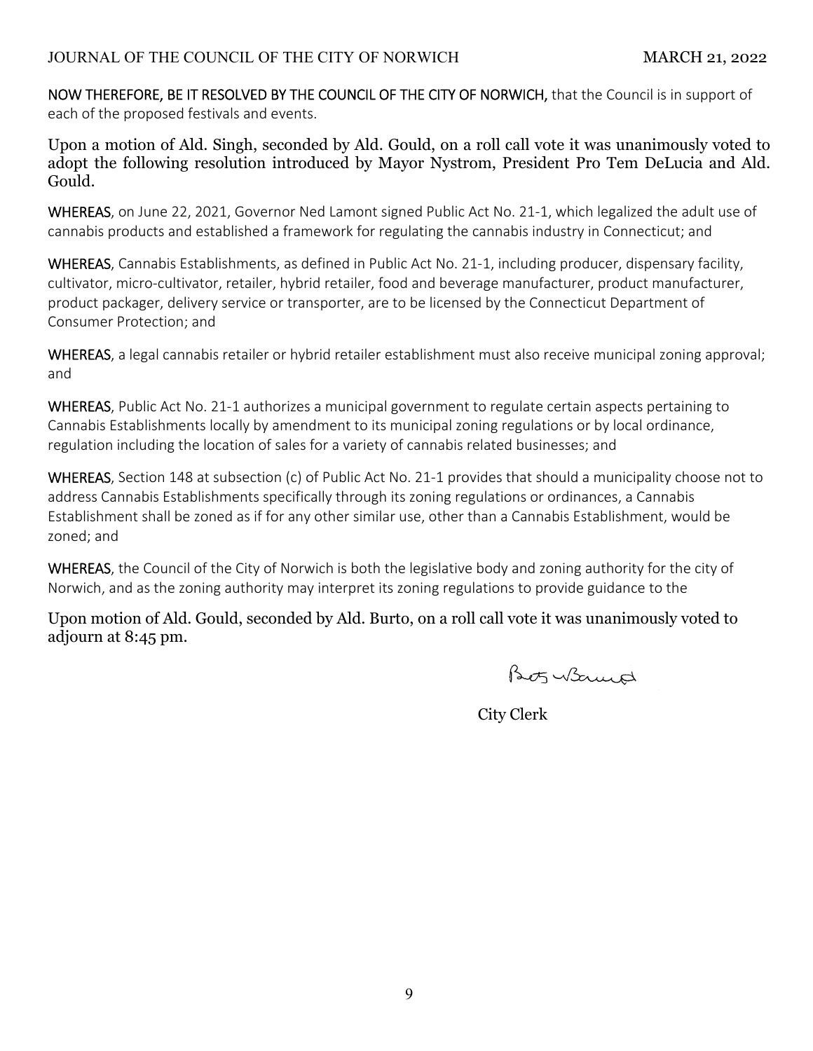**NOW THEREFORE, BE IT RESOLVED BY THE COUNCIL OF THE CITY OF NORWICH,** that the Council is in support of each of the proposed festivals and events.

Upon a motion of Ald. Singh, seconded by Ald. Gould, on a roll call vote it was unanimously voted to adopt the following resolution introduced by Mayor Nystrom, President Pro Tem DeLucia and Ald. Gould.

**WHEREAS**, on June 22, 2021, Governor Ned Lamont signed Public Act No. 21-1, which legalized the adult use of cannabis products and established a framework for regulating the cannabis industry in Connecticut; and

**WHEREAS**, Cannabis Establishments, as defined in Public Act No. 21-1, including producer, dispensary facility, cultivator, micro-cultivator, retailer, hybrid retailer, food and beverage manufacturer, product manufacturer, product packager, delivery service or transporter, are to be licensed by the Connecticut Department of Consumer Protection; and

**WHEREAS**, a legal cannabis retailer or hybrid retailer establishment must also receive municipal zoning approval; and

**WHEREAS**, Public Act No. 21-1 authorizes a municipal government to regulate certain aspects pertaining to Cannabis Establishments locally by amendment to its municipal zoning regulations or by local ordinance, regulation including the location of sales for a variety of cannabis related businesses; and

**WHEREAS**, Section 148 at subsection (c) of Public Act No. 21-1 provides that should a municipality choose not to address Cannabis Establishments specifically through its zoning regulations or ordinances, a Cannabis Establishment shall be zoned as if for any other similar use, other than a Cannabis Establishment, would be zoned; and

**WHEREAS**, the Council of the City of Norwich is both the legislative body and zoning authority for the city of Norwich, and as the zoning authority may interpret its zoning regulations to provide guidance to the

Upon motion of Ald. Gould, seconded by Ald. Burto, on a roll call vote it was unanimously voted to adjourn at 8:45 pm.

City Clerk